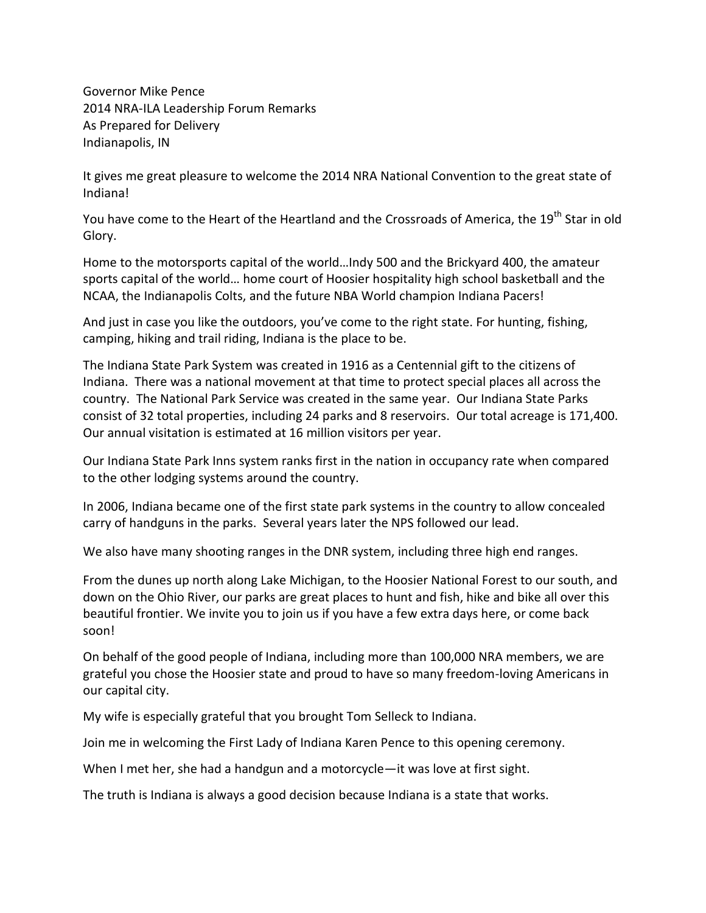Governor Mike Pence
2014 NRA-ILA Leadership Forum Remarks
As Prepared for Delivery
Indianapolis, IN

It gives me great pleasure to welcome the 2014 NRA National Convention to the great state of Indiana!

You have come to the Heart of the Heartland and the Crossroads of America, the 19th Star in old Glory.

Home to the motorsports capital of the world…Indy 500 and the Brickyard 400, the amateur sports capital of the world… home court of Hoosier hospitality high school basketball and the NCAA, the Indianapolis Colts, and the future NBA World champion Indiana Pacers!

And just in case you like the outdoors, you've come to the right state. For hunting, fishing, camping, hiking and trail riding, Indiana is the place to be.

The Indiana State Park System was created in 1916 as a Centennial gift to the citizens of Indiana. There was a national movement at that time to protect special places all across the country. The National Park Service was created in the same year. Our Indiana State Parks consist of 32 total properties, including 24 parks and 8 reservoirs. Our total acreage is 171,400. Our annual visitation is estimated at 16 million visitors per year.

Our Indiana State Park Inns system ranks first in the nation in occupancy rate when compared to the other lodging systems around the country.

In 2006, Indiana became one of the first state park systems in the country to allow concealed carry of handguns in the parks. Several years later the NPS followed our lead.

We also have many shooting ranges in the DNR system, including three high end ranges.

From the dunes up north along Lake Michigan, to the Hoosier National Forest to our south, and down on the Ohio River, our parks are great places to hunt and fish, hike and bike all over this beautiful frontier. We invite you to join us if you have a few extra days here, or come back soon!

On behalf of the good people of Indiana, including more than 100,000 NRA members, we are grateful you chose the Hoosier state and proud to have so many freedom-loving Americans in our capital city.

My wife is especially grateful that you brought Tom Selleck to Indiana.

Join me in welcoming the First Lady of Indiana Karen Pence to this opening ceremony.

When I met her, she had a handgun and a motorcycle—it was love at first sight.

The truth is Indiana is always a good decision because Indiana is a state that works.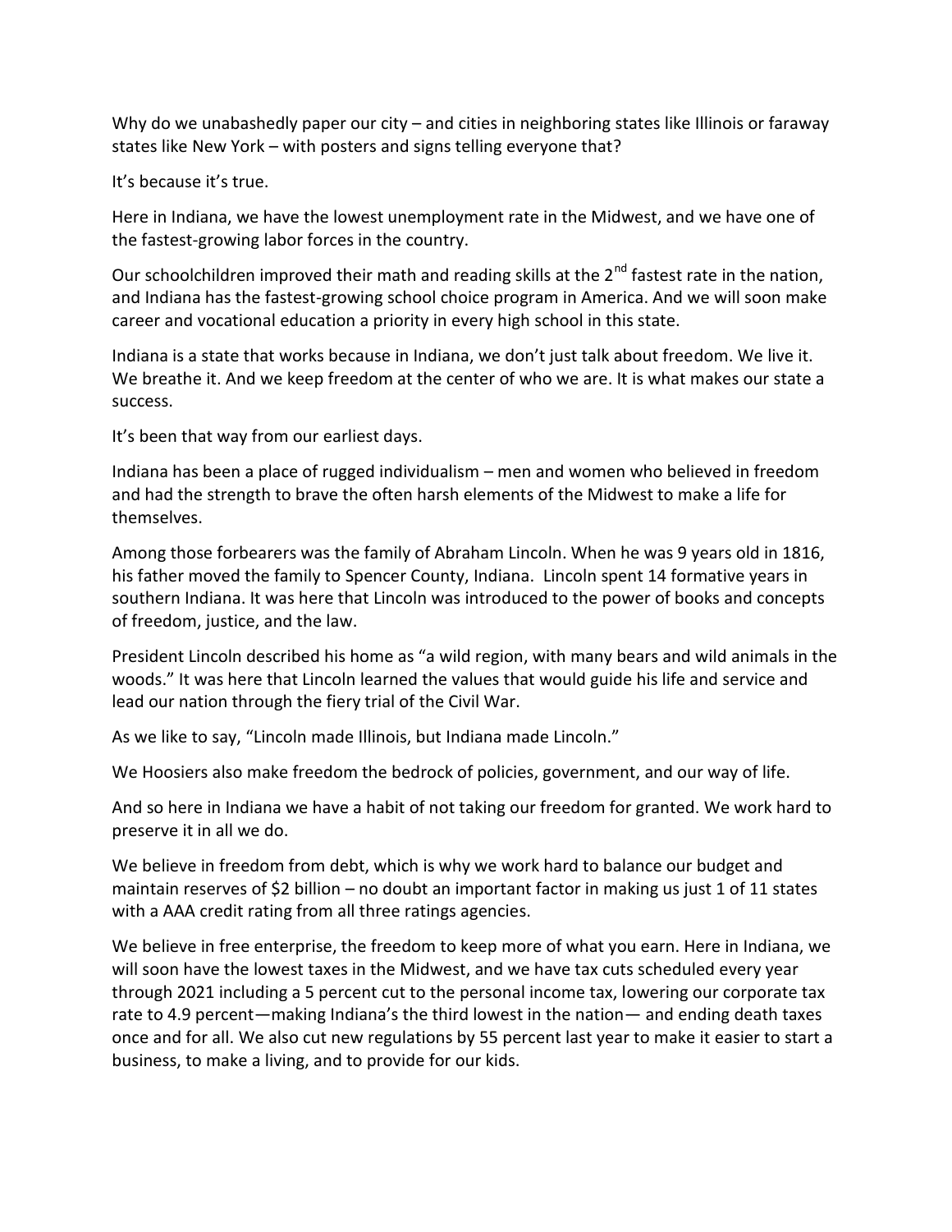Why do we unabashedly paper our city – and cities in neighboring states like Illinois or faraway states like New York – with posters and signs telling everyone that?

It's because it's true.

Here in Indiana, we have the lowest unemployment rate in the Midwest, and we have one of the fastest-growing labor forces in the country.

Our schoolchildren improved their math and reading skills at the 2nd fastest rate in the nation, and Indiana has the fastest-growing school choice program in America. And we will soon make career and vocational education a priority in every high school in this state.

Indiana is a state that works because in Indiana, we don't just talk about freedom. We live it. We breathe it. And we keep freedom at the center of who we are. It is what makes our state a success.

It's been that way from our earliest days.

Indiana has been a place of rugged individualism – men and women who believed in freedom and had the strength to brave the often harsh elements of the Midwest to make a life for themselves.

Among those forbearers was the family of Abraham Lincoln. When he was 9 years old in 1816, his father moved the family to Spencer County, Indiana. Lincoln spent 14 formative years in southern Indiana. It was here that Lincoln was introduced to the power of books and concepts of freedom, justice, and the law.

President Lincoln described his home as "a wild region, with many bears and wild animals in the woods." It was here that Lincoln learned the values that would guide his life and service and lead our nation through the fiery trial of the Civil War.

As we like to say, "Lincoln made Illinois, but Indiana made Lincoln."

We Hoosiers also make freedom the bedrock of policies, government, and our way of life.

And so here in Indiana we have a habit of not taking our freedom for granted. We work hard to preserve it in all we do.

We believe in freedom from debt, which is why we work hard to balance our budget and maintain reserves of $2 billion – no doubt an important factor in making us just 1 of 11 states with a AAA credit rating from all three ratings agencies.

We believe in free enterprise, the freedom to keep more of what you earn. Here in Indiana, we will soon have the lowest taxes in the Midwest, and we have tax cuts scheduled every year through 2021 including a 5 percent cut to the personal income tax, lowering our corporate tax rate to 4.9 percent—making Indiana's the third lowest in the nation— and ending death taxes once and for all. We also cut new regulations by 55 percent last year to make it easier to start a business, to make a living, and to provide for our kids.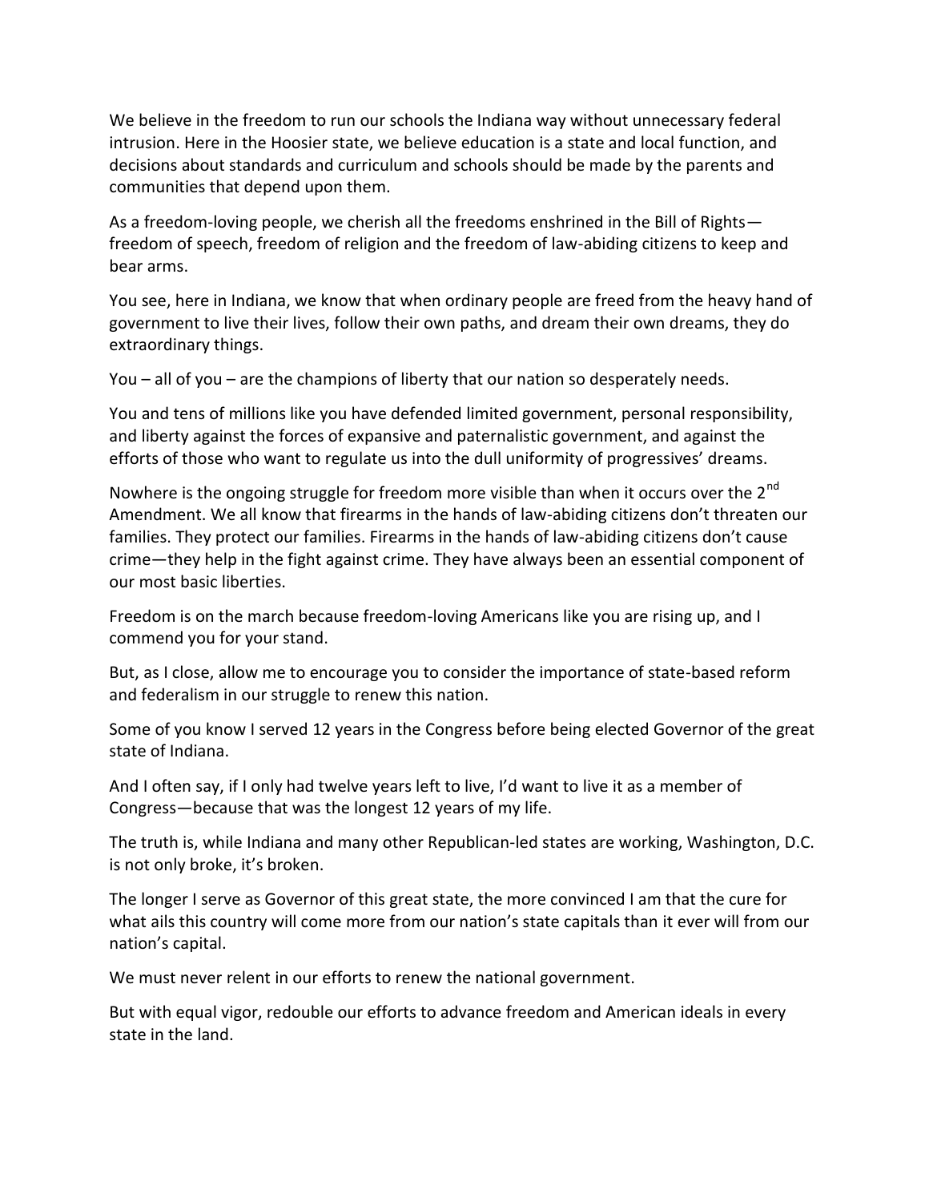We believe in the freedom to run our schools the Indiana way without unnecessary federal intrusion. Here in the Hoosier state, we believe education is a state and local function, and decisions about standards and curriculum and schools should be made by the parents and communities that depend upon them.

As a freedom-loving people, we cherish all the freedoms enshrined in the Bill of Rights—freedom of speech, freedom of religion and the freedom of law-abiding citizens to keep and bear arms.

You see, here in Indiana, we know that when ordinary people are freed from the heavy hand of government to live their lives, follow their own paths, and dream their own dreams, they do extraordinary things.

You – all of you – are the champions of liberty that our nation so desperately needs.

You and tens of millions like you have defended limited government, personal responsibility, and liberty against the forces of expansive and paternalistic government, and against the efforts of those who want to regulate us into the dull uniformity of progressives' dreams.

Nowhere is the ongoing struggle for freedom more visible than when it occurs over the 2nd Amendment. We all know that firearms in the hands of law-abiding citizens don't threaten our families. They protect our families. Firearms in the hands of law-abiding citizens don't cause crime—they help in the fight against crime. They have always been an essential component of our most basic liberties.

Freedom is on the march because freedom-loving Americans like you are rising up, and I commend you for your stand.

But, as I close, allow me to encourage you to consider the importance of state-based reform and federalism in our struggle to renew this nation.

Some of you know I served 12 years in the Congress before being elected Governor of the great state of Indiana.

And I often say, if I only had twelve years left to live, I'd want to live it as a member of Congress—because that was the longest 12 years of my life.

The truth is, while Indiana and many other Republican-led states are working, Washington, D.C. is not only broke, it's broken.

The longer I serve as Governor of this great state, the more convinced I am that the cure for what ails this country will come more from our nation's state capitals than it ever will from our nation's capital.

We must never relent in our efforts to renew the national government.

But with equal vigor, redouble our efforts to advance freedom and American ideals in every state in the land.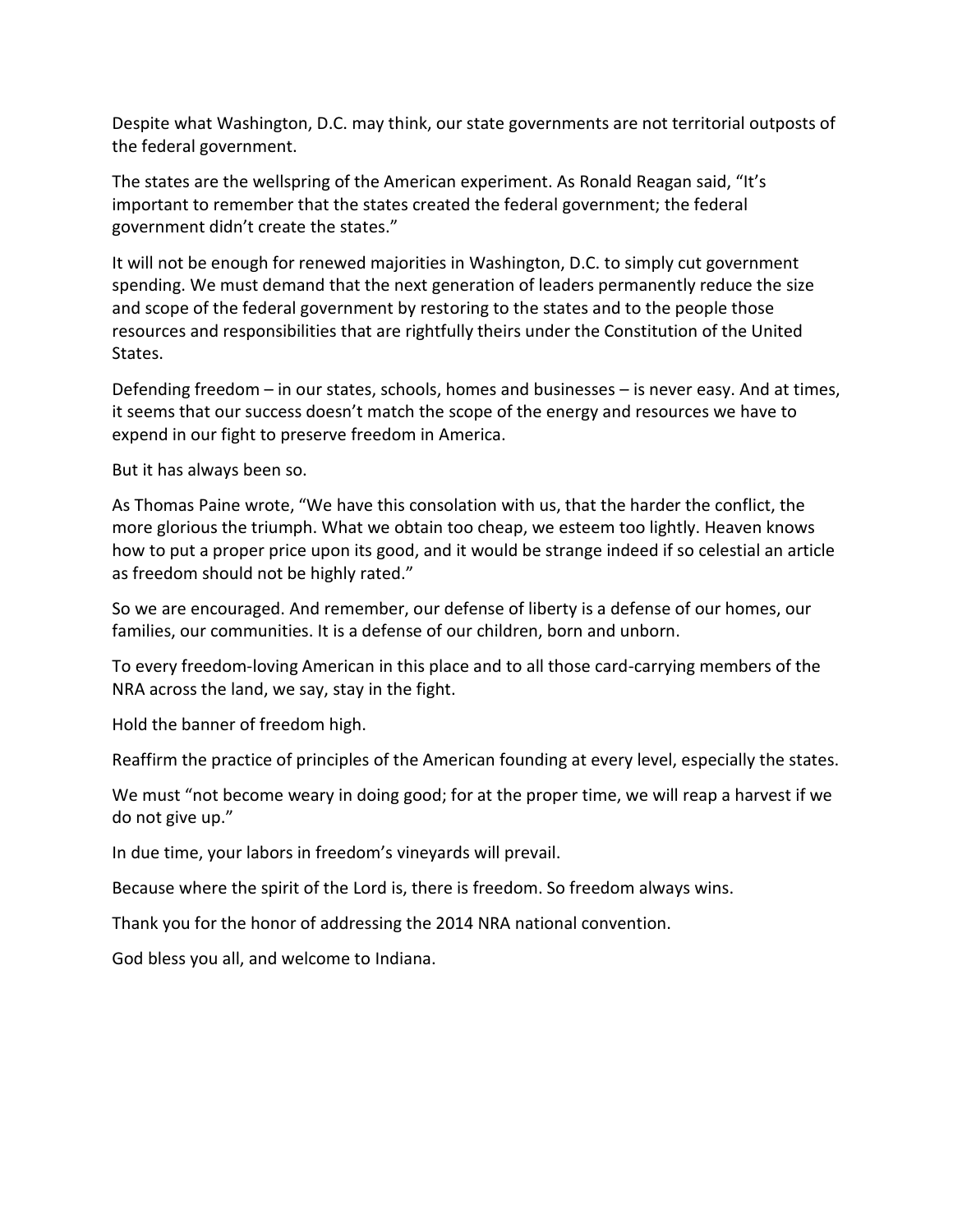Despite what Washington, D.C. may think, our state governments are not territorial outposts of the federal government.

The states are the wellspring of the American experiment. As Ronald Reagan said, "It's important to remember that the states created the federal government; the federal government didn't create the states."

It will not be enough for renewed majorities in Washington, D.C. to simply cut government spending. We must demand that the next generation of leaders permanently reduce the size and scope of the federal government by restoring to the states and to the people those resources and responsibilities that are rightfully theirs under the Constitution of the United States.

Defending freedom – in our states, schools, homes and businesses – is never easy. And at times, it seems that our success doesn't match the scope of the energy and resources we have to expend in our fight to preserve freedom in America.

But it has always been so.

As Thomas Paine wrote, "We have this consolation with us, that the harder the conflict, the more glorious the triumph. What we obtain too cheap, we esteem too lightly. Heaven knows how to put a proper price upon its good, and it would be strange indeed if so celestial an article as freedom should not be highly rated."

So we are encouraged. And remember, our defense of liberty is a defense of our homes, our families, our communities. It is a defense of our children, born and unborn.

To every freedom-loving American in this place and to all those card-carrying members of the NRA across the land, we say, stay in the fight.

Hold the banner of freedom high.

Reaffirm the practice of principles of the American founding at every level, especially the states.

We must "not become weary in doing good; for at the proper time, we will reap a harvest if we do not give up."

In due time, your labors in freedom's vineyards will prevail.

Because where the spirit of the Lord is, there is freedom. So freedom always wins.

Thank you for the honor of addressing the 2014 NRA national convention.

God bless you all, and welcome to Indiana.